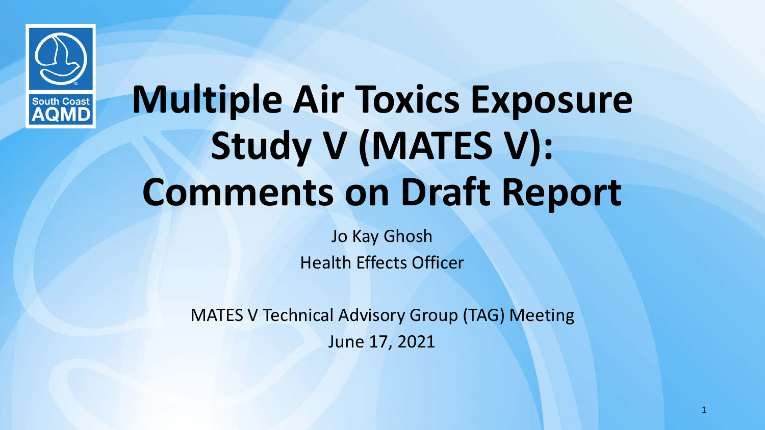South Coast AQMD

# Multiple Air Toxics Exposure Study V (MATES V): Comments on Draft Report

Jo Kay Ghosh

Health Effects Officer

MATES V Technical Advisory Group (TAG) Meeting

June 17, 2021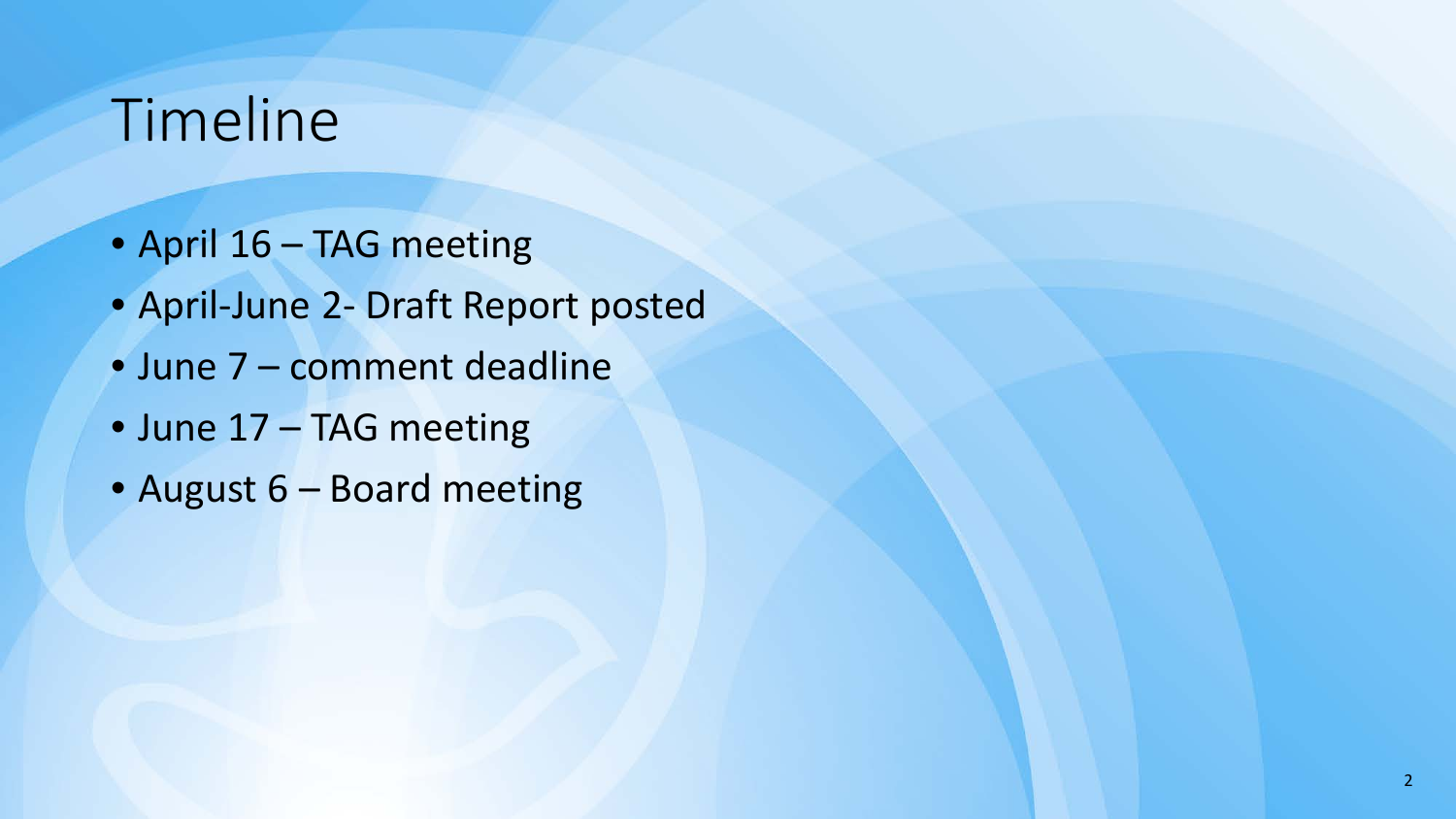# Timeline

- April 16 – TAG meeting
- April-June 2- Draft Report posted
- June 7 – comment deadline
- June 17 – TAG meeting
- August 6 – Board meeting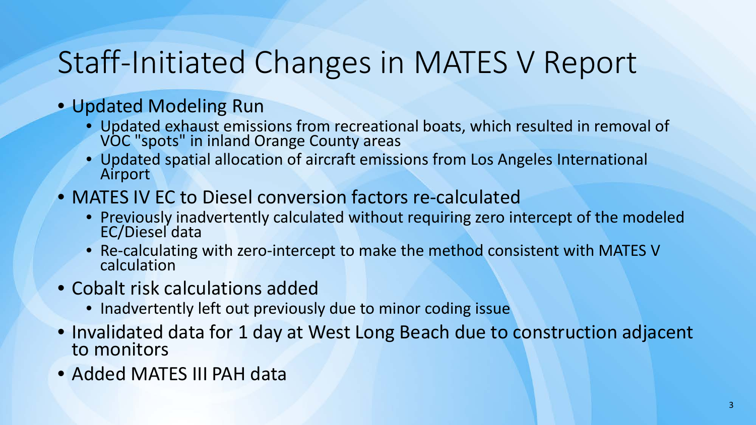# Staff-Initiated Changes in MATES V Report

- Updated Modeling Run
  - Updated exhaust emissions from recreational boats, which resulted in removal of VOC "spots" in inland Orange County areas
  - Updated spatial allocation of aircraft emissions from Los Angeles International Airport
- MATES IV EC to Diesel conversion factors re-calculated
  - Previously inadvertently calculated without requiring zero intercept of the modeled EC/Diesel data
  - Re-calculating with zero-intercept to make the method consistent with MATES V calculation
- Cobalt risk calculations added
  - Inadvertently left out previously due to minor coding issue
- Invalidated data for 1 day at West Long Beach due to construction adjacent to monitors
- Added MATES III PAH data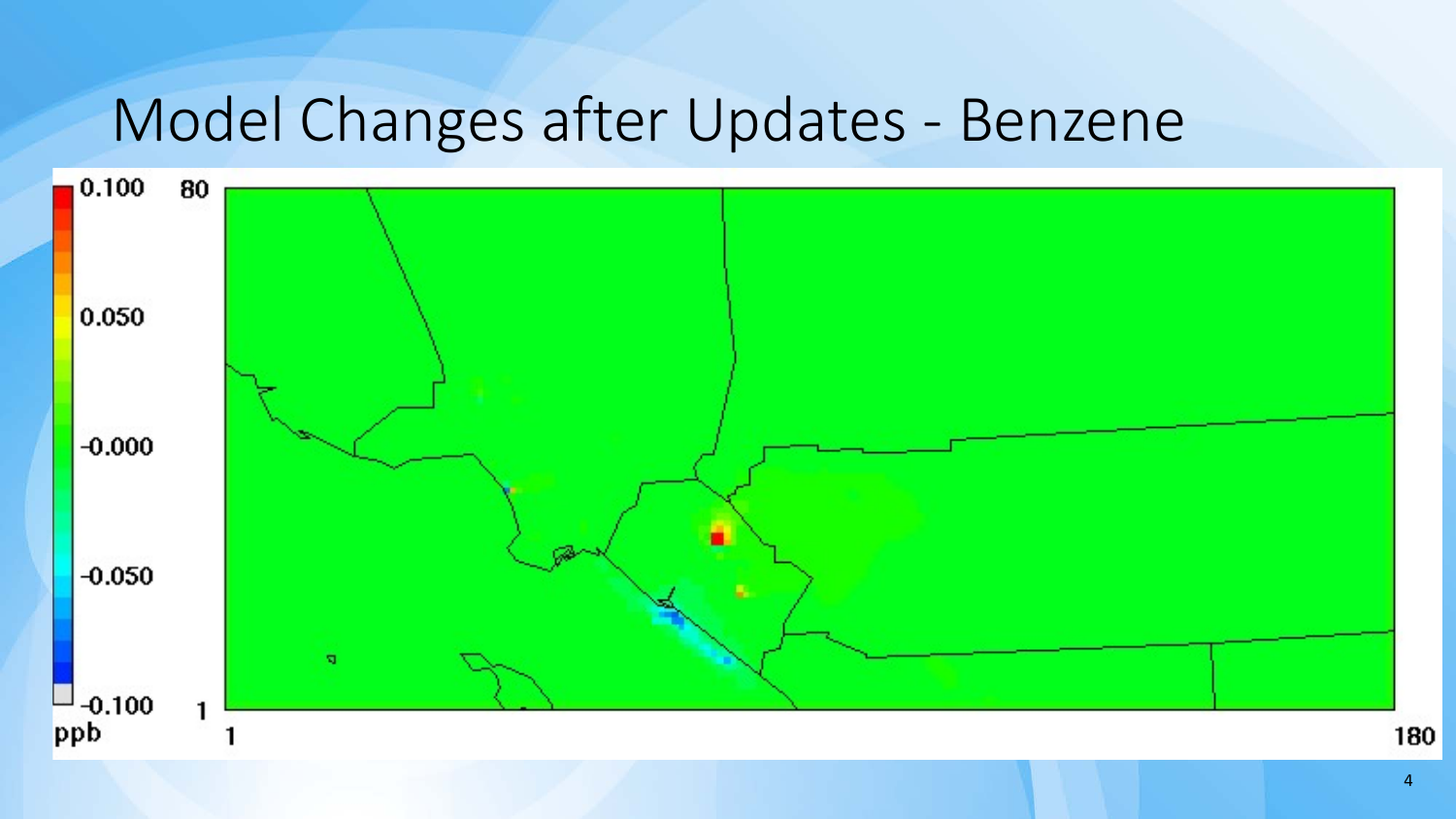# Model Changes after Updates - Benzene

0.100

0.050

-0.000

-0.050

-0.100

ppb

80

1

1

180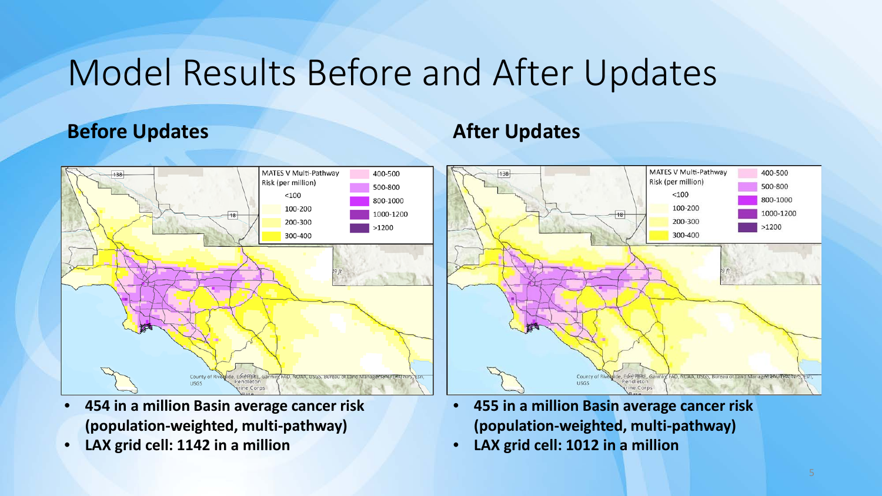# Model Results Before and After Updates

## Before Updates

- **454 in a million Basin average cancer risk (population-weighted, multi-pathway)**
- **LAX grid cell: 1142 in a million**

## After Updates

- **455 in a million Basin average cancer risk (population-weighted, multi-pathway)**
- **LAX grid cell: 1012 in a million**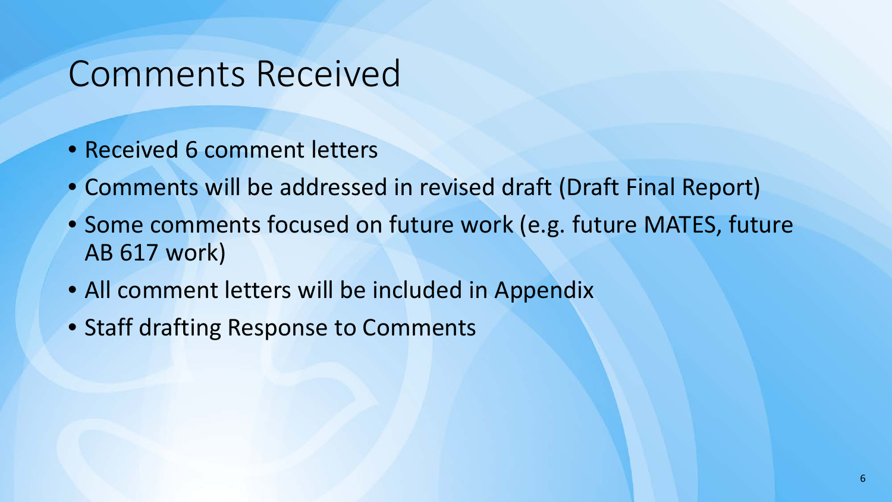# Comments Received

- Received 6 comment letters
- Comments will be addressed in revised draft (Draft Final Report)
- Some comments focused on future work (e.g. future MATES, future AB 617 work)
- All comment letters will be included in Appendix
- Staff drafting Response to Comments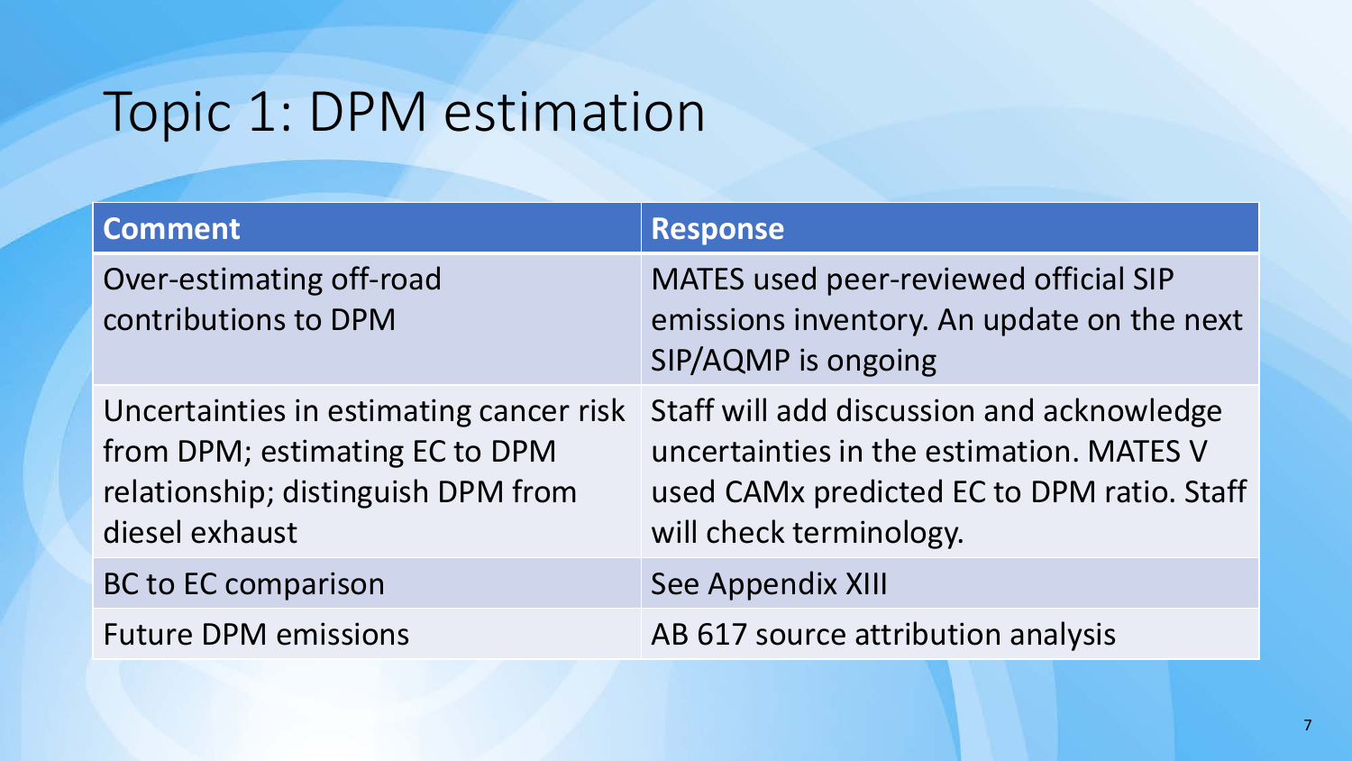# Topic 1: DPM estimation

| Comment | Response |
| --- | --- |
| Over-estimating off-road contributions to DPM | MATES used peer-reviewed official SIP emissions inventory. An update on the next SIP/AQMP is ongoing |
| Uncertainties in estimating cancer risk from DPM; estimating EC to DPM relationship; distinguish DPM from diesel exhaust | Staff will add discussion and acknowledge uncertainties in the estimation. MATES V used CAMx predicted EC to DPM ratio. Staff will check terminology. |
| BC to EC comparison | See Appendix XIII |
| Future DPM emissions | AB 617 source attribution analysis |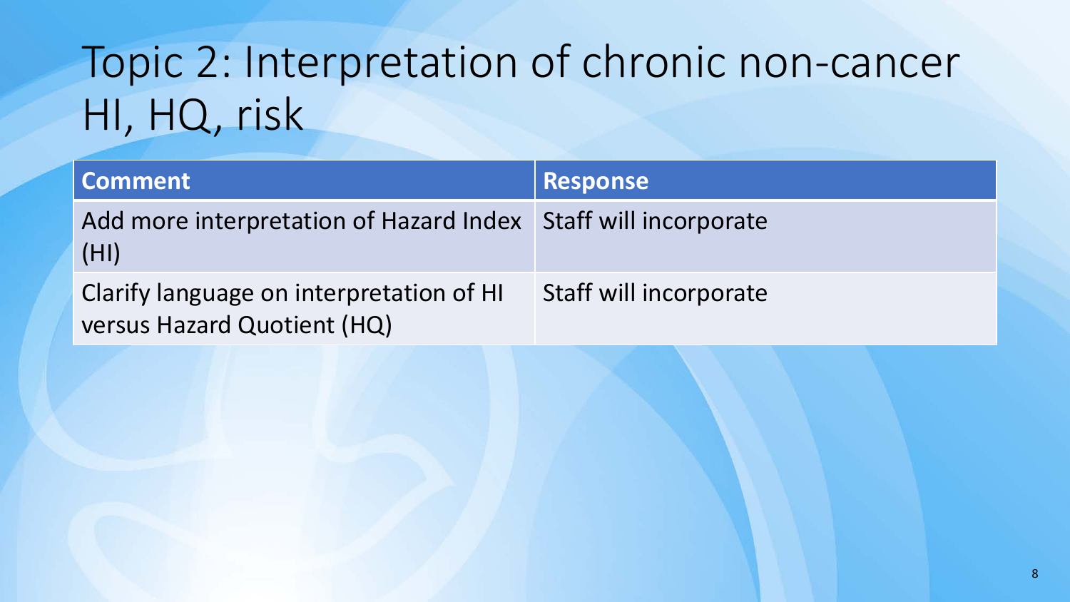# Topic 2: Interpretation of chronic non-cancer HI, HQ, risk

| Comment | Response |
| --- | --- |
| Add more interpretation of Hazard Index (HI) | Staff will incorporate |
| Clarify language on interpretation of HI versus Hazard Quotient (HQ) | Staff will incorporate |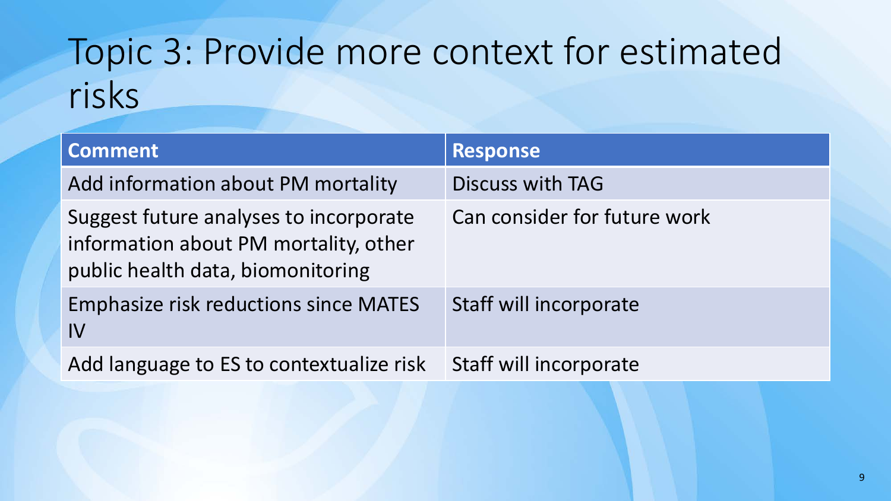# Topic 3: Provide more context for estimated risks

| Comment | Response |
| --- | --- |
| Add information about PM mortality | Discuss with TAG |
| Suggest future analyses to incorporate information about PM mortality, other public health data, biomonitoring | Can consider for future work |
| Emphasize risk reductions since MATES IV | Staff will incorporate |
| Add language to ES to contextualize risk | Staff will incorporate |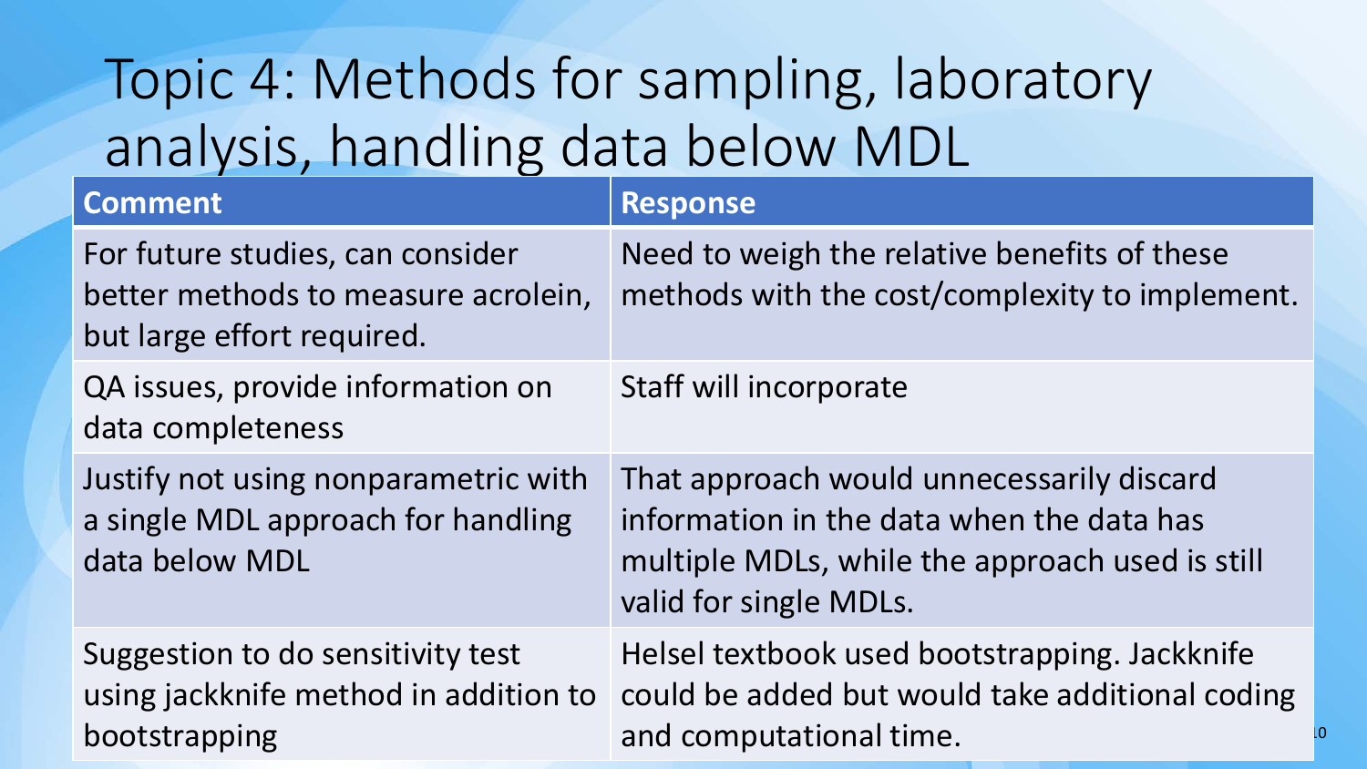# Topic 4: Methods for sampling, laboratory analysis, handling data below MDL

| Comment | Response |
|---|---|
| For future studies, can consider better methods to measure acrolein, but large effort required. | Need to weigh the relative benefits of these methods with the cost/complexity to implement. |
| QA issues, provide information on data completeness | Staff will incorporate |
| Justify not using nonparametric with a single MDL approach for handling data below MDL | That approach would unnecessarily discard information in the data when the data has multiple MDLs, while the approach used is still valid for single MDLs. |
| Suggestion to do sensitivity test using jackknife method in addition to bootstrapping | Helsel textbook used bootstrapping. Jackknife could be added but would take additional coding and computational time. |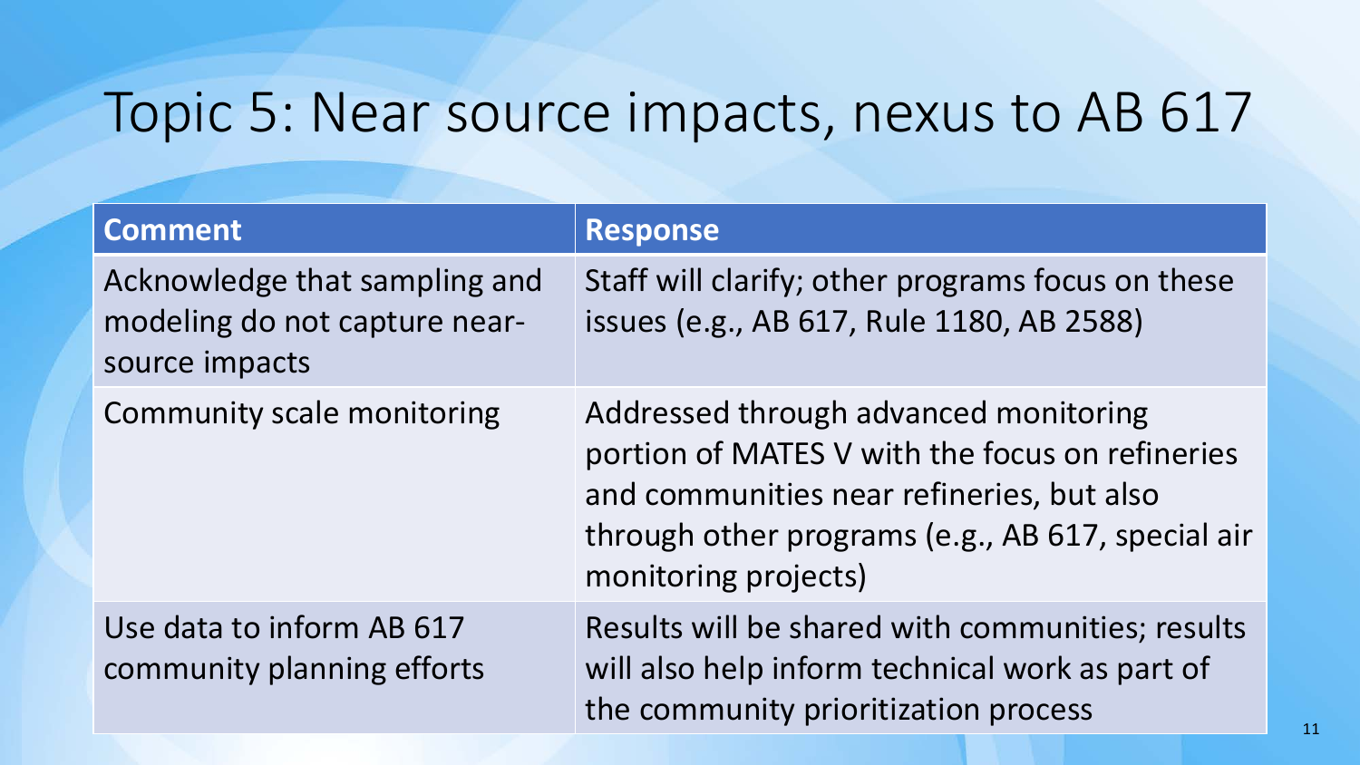# Topic 5: Near source impacts, nexus to AB 617

| Comment | Response |
| --- | --- |
| Acknowledge that sampling and modeling do not capture near-source impacts | Staff will clarify; other programs focus on these issues (e.g., AB 617, Rule 1180, AB 2588) |
| Community scale monitoring | Addressed through advanced monitoring portion of MATES V with the focus on refineries and communities near refineries, but also through other programs (e.g., AB 617, special air monitoring projects) |
| Use data to inform AB 617 community planning efforts | Results will be shared with communities; results will also help inform technical work as part of the community prioritization process |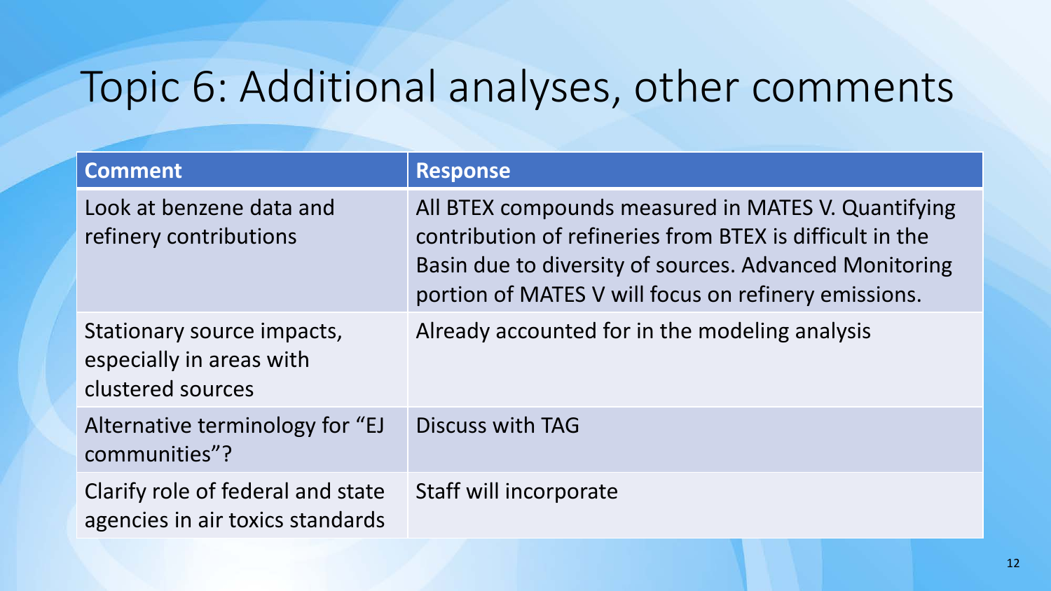# Topic 6: Additional analyses, other comments

| Comment | Response |
|---|---|
| Look at benzene data and refinery contributions | All BTEX compounds measured in MATES V. Quantifying contribution of refineries from BTEX is difficult in the Basin due to diversity of sources. Advanced Monitoring portion of MATES V will focus on refinery emissions. |
| Stationary source impacts, especially in areas with clustered sources | Already accounted for in the modeling analysis |
| Alternative terminology for "EJ communities"? | Discuss with TAG |
| Clarify role of federal and state agencies in air toxics standards | Staff will incorporate |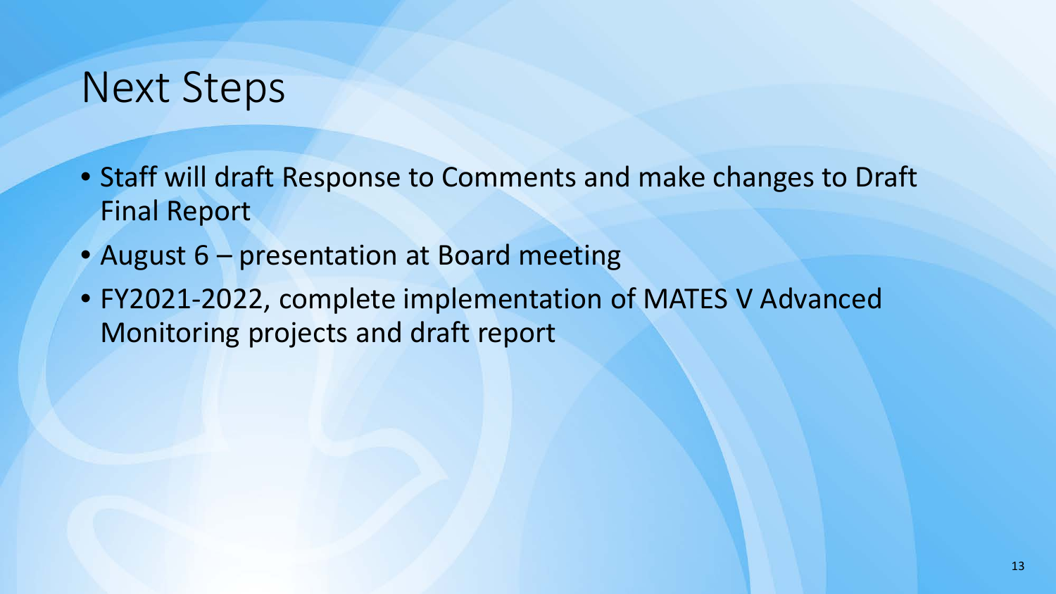# Next Steps

- Staff will draft Response to Comments and make changes to Draft Final Report
- August 6 – presentation at Board meeting
- FY2021-2022, complete implementation of MATES V Advanced Monitoring projects and draft report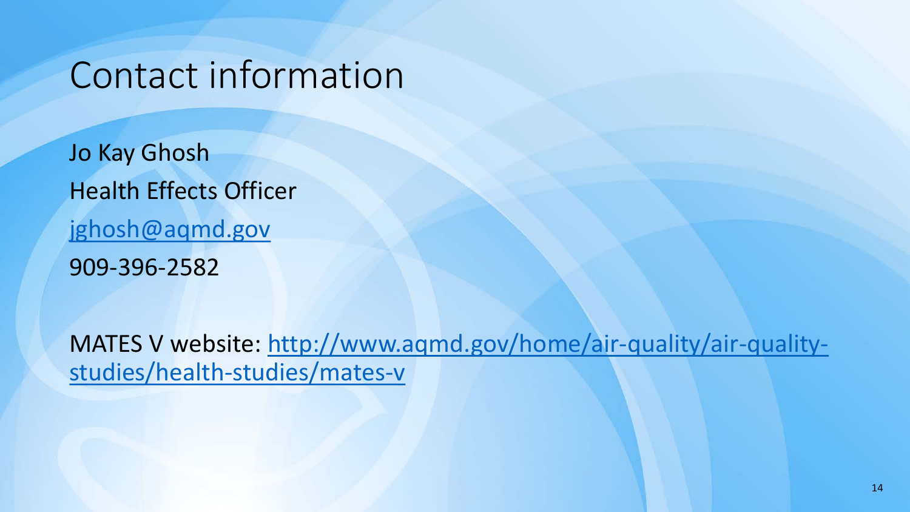# Contact information

Jo Kay Ghosh

Health Effects Officer

[jghosh@aqmd.gov](mailto:jghosh@aqmd.gov)

909-396-2582

MATES V website: [http://www.aqmd.gov/home/air-quality/air-quality-studies/health-studies/mates-v](http://www.aqmd.gov/home/air-quality/air-quality-studies/health-studies/mates-v)